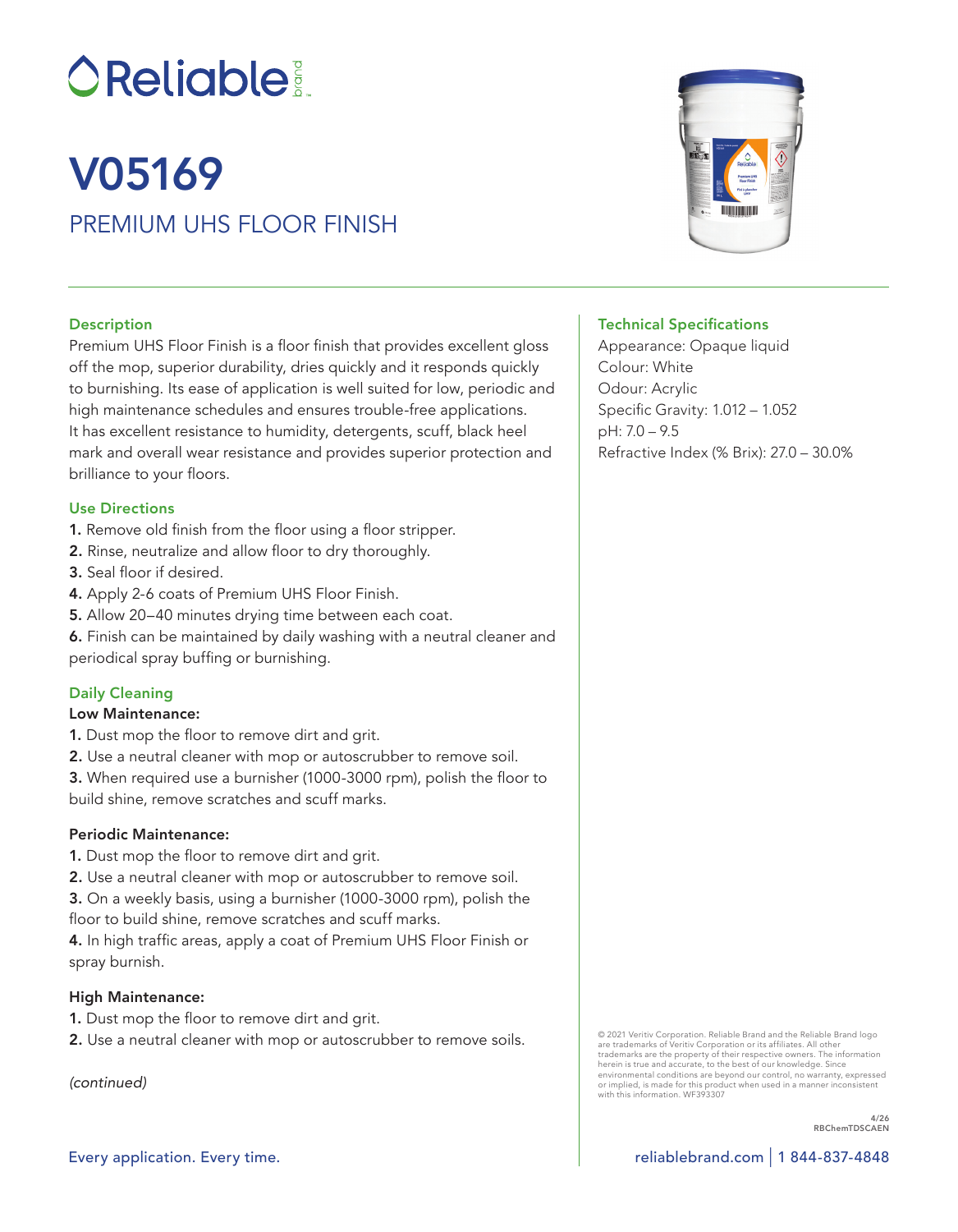# V05169

## PREMIUM UHS FLOOR FINISH

### Description

Premium UHS Floor Finish is a floor finish that provides excellent gloss off the mop, superior durability, dries quickly and it responds quickly to burnishing. Its ease of application is well suited for low, periodic and high maintenance schedules and ensures trouble-free applications. It has excellent resistance to humidity, detergents, scuff, black heel mark and overall wear resistance and provides superior protection and brilliance to your floors.

### Use Directions

1. Remove old finish from the floor using a floor stripper.
2. Rinse, neutralize and allow floor to dry thoroughly.
3. Seal floor if desired.
4. Apply 2-6 coats of Premium UHS Floor Finish.
5. Allow 20–40 minutes drying time between each coat.
6. Finish can be maintained by daily washing with a neutral cleaner and periodical spray buffing or burnishing.

### Daily Cleaning

**Low Maintenance:**

1. Dust mop the floor to remove dirt and grit.
2. Use a neutral cleaner with mop or autoscrubber to remove soil.
3. When required use a burnisher (1000-3000 rpm), polish the floor to build shine, remove scratches and scuff marks.

**Periodic Maintenance:**

1. Dust mop the floor to remove dirt and grit.
2. Use a neutral cleaner with mop or autoscrubber to remove soil.
3. On a weekly basis, using a burnisher (1000-3000 rpm), polish the floor to build shine, remove scratches and scuff marks.
4. In high traffic areas, apply a coat of Premium UHS Floor Finish or spray burnish.

**High Maintenance:**

1. Dust mop the floor to remove dirt and grit.
2. Use a neutral cleaner with mop or autoscrubber to remove soils.

*(continued)*

### Technical Specifications

Appearance: Opaque liquid
Colour: White
Odour: Acrylic
Specific Gravity: 1.012 – 1.052
pH: 7.0 – 9.5
Refractive Index (% Brix): 27.0 – 30.0%

© 2021 Veritiv Corporation. Reliable Brand and the Reliable Brand logo are trademarks of Veritiv Corporation or its affiliates. All other trademarks are the property of their respective owners. The information herein is true and accurate, to the best of our knowledge. Since environmental conditions are beyond our control, no warranty, expressed or implied, is made for this product when used in a manner inconsistent with this information. WF393307

4/26
RBChemTDSCAEN

Every application. Every time.

reliablebrand.com | 1 844-837-4848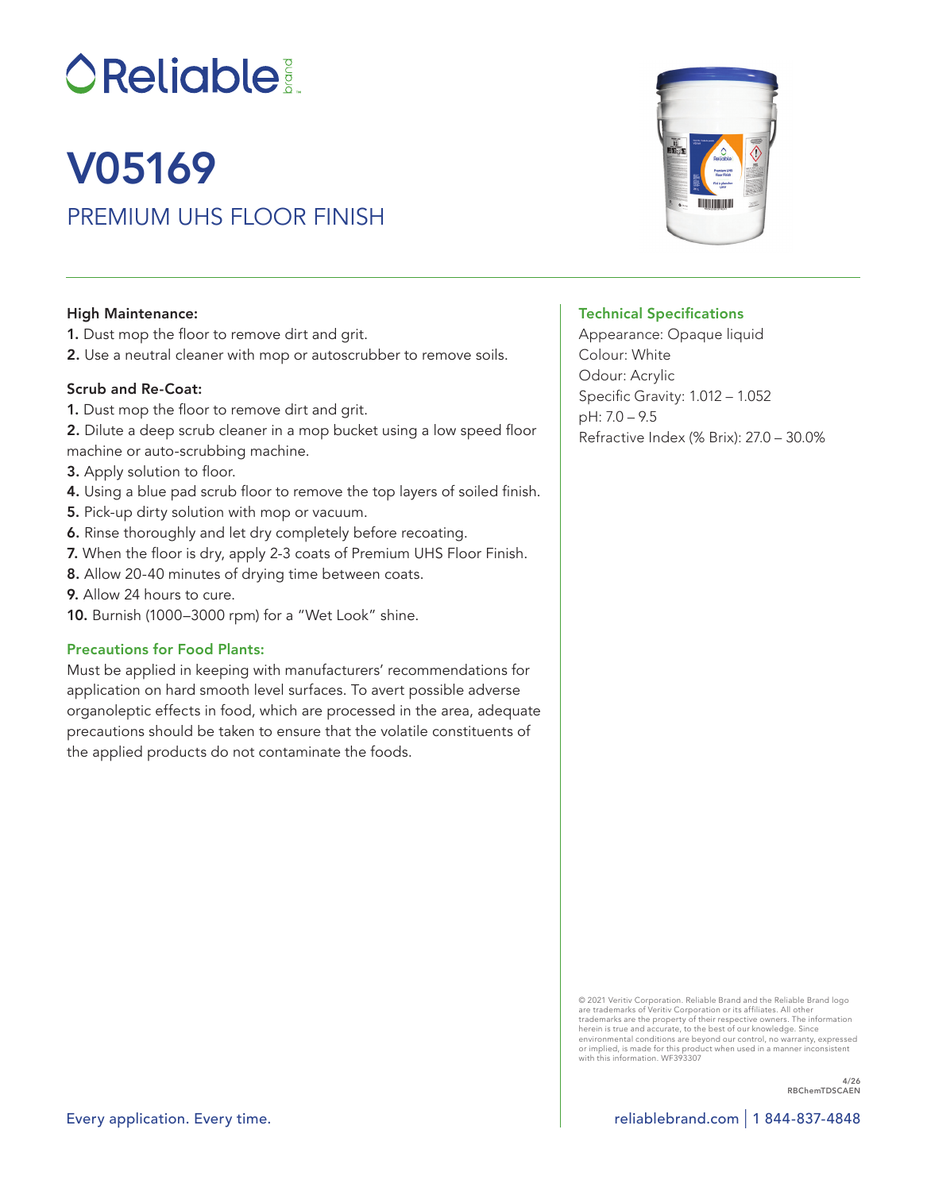# Reliable brand

# V05169

## PREMIUM UHS FLOOR FINISH

**High Maintenance:**

1. Dust mop the floor to remove dirt and grit.
2. Use a neutral cleaner with mop or autoscrubber to remove soils.

**Scrub and Re-Coat:**

1. Dust mop the floor to remove dirt and grit.
2. Dilute a deep scrub cleaner in a mop bucket using a low speed floor machine or auto-scrubbing machine.
3. Apply solution to floor.
4. Using a blue pad scrub floor to remove the top layers of soiled finish.
5. Pick-up dirty solution with mop or vacuum.
6. Rinse thoroughly and let dry completely before recoating.
7. When the floor is dry, apply 2-3 coats of Premium UHS Floor Finish.
8. Allow 20-40 minutes of drying time between coats.
9. Allow 24 hours to cure.
10. Burnish (1000–3000 rpm) for a "Wet Look" shine.

### Precautions for Food Plants:

Must be applied in keeping with manufacturers' recommendations for application on hard smooth level surfaces. To avert possible adverse organoleptic effects in food, which are processed in the area, adequate precautions should be taken to ensure that the volatile constituents of the applied products do not contaminate the foods.

### Technical Specifications

Appearance: Opaque liquid
Colour: White
Odour: Acrylic
Specific Gravity: 1.012 – 1.052
pH: 7.0 – 9.5
Refractive Index (% Brix): 27.0 – 30.0%

© 2021 Veritiv Corporation. Reliable Brand and the Reliable Brand logo are trademarks of Veritiv Corporation or its affiliates. All other trademarks are the property of their respective owners. The information herein is true and accurate, to the best of our knowledge. Since environmental conditions are beyond our control, no warranty, expressed or implied, is made for this product when used in a manner inconsistent with this information. WF393307

4/26
RBChemTDSCAEN

Every application. Every time.

reliablebrand.com | 1 844-837-4848